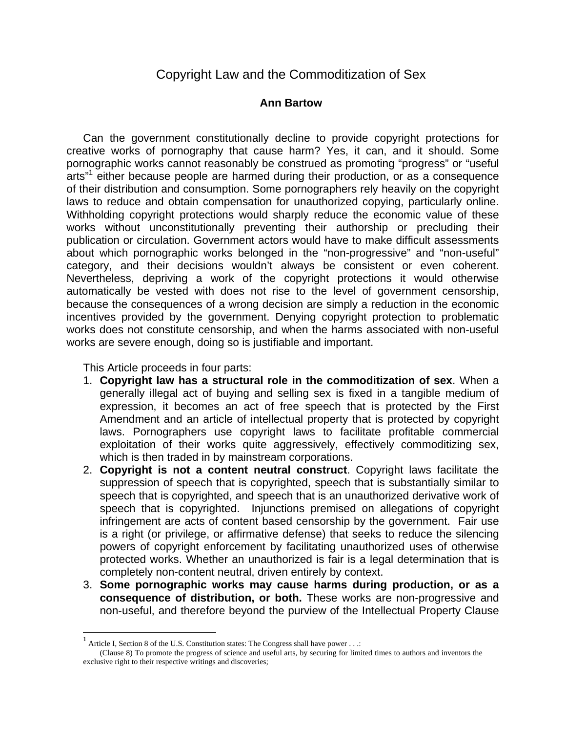# Copyright Law and the Commoditization of Sex

**Ann Bartow**

Can the government constitutionally decline to provide copyright protections for creative works of pornography that cause harm? Yes, it can, and it should. Some pornographic works cannot reasonably be construed as promoting "progress" or "useful arts"[1] either because people are harmed during their production, or as a consequence of their distribution and consumption. Some pornographers rely heavily on the copyright laws to reduce and obtain compensation for unauthorized copying, particularly online. Withholding copyright protections would sharply reduce the economic value of these works without unconstitutionally preventing their authorship or precluding their publication or circulation. Government actors would have to make difficult assessments about which pornographic works belonged in the "non-progressive" and "non-useful" category, and their decisions wouldn't always be consistent or even coherent. Nevertheless, depriving a work of the copyright protections it would otherwise automatically be vested with does not rise to the level of government censorship, because the consequences of a wrong decision are simply a reduction in the economic incentives provided by the government. Denying copyright protection to problematic works does not constitute censorship, and when the harms associated with non-useful works are severe enough, doing so is justifiable and important.

This Article proceeds in four parts:

1. **Copyright law has a structural role in the commoditization of sex**. When a generally illegal act of buying and selling sex is fixed in a tangible medium of expression, it becomes an act of free speech that is protected by the First Amendment and an article of intellectual property that is protected by copyright laws. Pornographers use copyright laws to facilitate profitable commercial exploitation of their works quite aggressively, effectively commoditizing sex, which is then traded in by mainstream corporations.
2. **Copyright is not a content neutral construct**. Copyright laws facilitate the suppression of speech that is copyrighted, speech that is substantially similar to speech that is copyrighted, and speech that is an unauthorized derivative work of speech that is copyrighted. Injunctions premised on allegations of copyright infringement are acts of content based censorship by the government. Fair use is a right (or privilege, or affirmative defense) that seeks to reduce the silencing powers of copyright enforcement by facilitating unauthorized uses of otherwise protected works. Whether an unauthorized is fair is a legal determination that is completely non-content neutral, driven entirely by context.
3. **Some pornographic works may cause harms during production, or as a consequence of distribution, or both.** These works are non-progressive and non-useful, and therefore beyond the purview of the Intellectual Property Clause

---

[1] Article I, Section 8 of the U.S. Constitution states: The Congress shall have power . . .:

(Clause 8) To promote the progress of science and useful arts, by securing for limited times to authors and inventors the exclusive right to their respective writings and discoveries;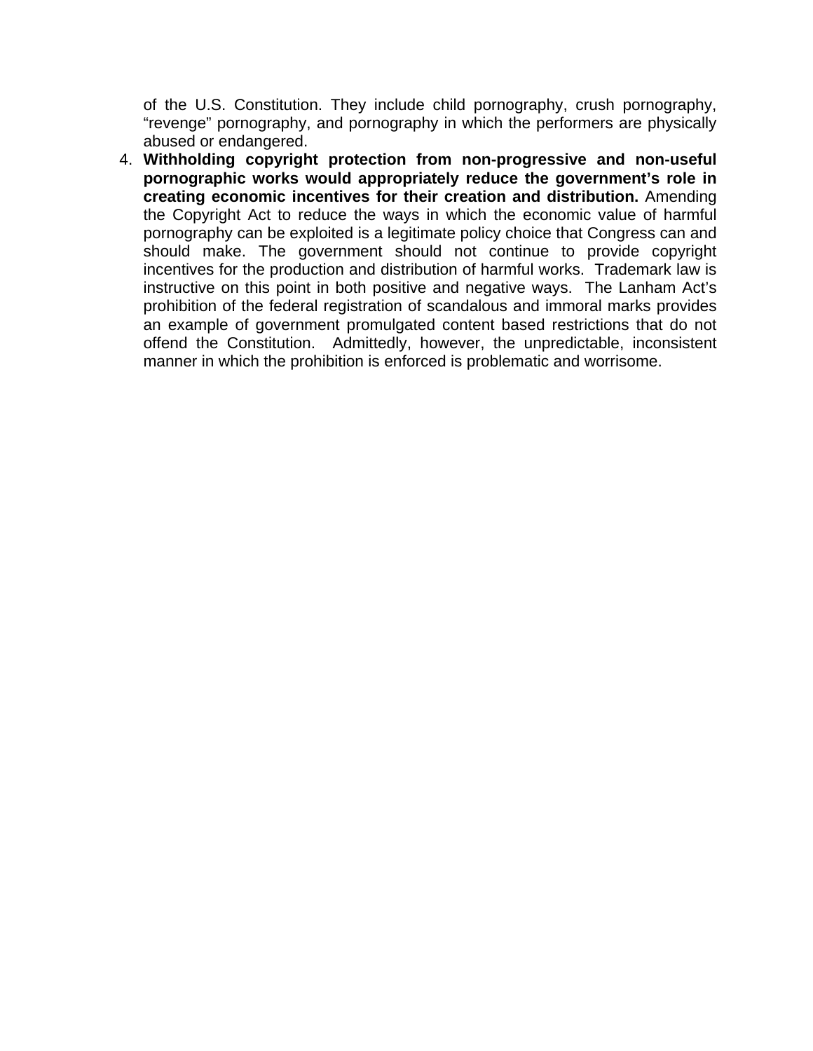of the U.S. Constitution. They include child pornography, crush pornography, "revenge" pornography, and pornography in which the performers are physically abused or endangered.

4. **Withholding copyright protection from non-progressive and non-useful pornographic works would appropriately reduce the government's role in creating economic incentives for their creation and distribution.** Amending the Copyright Act to reduce the ways in which the economic value of harmful pornography can be exploited is a legitimate policy choice that Congress can and should make. The government should not continue to provide copyright incentives for the production and distribution of harmful works. Trademark law is instructive on this point in both positive and negative ways. The Lanham Act's prohibition of the federal registration of scandalous and immoral marks provides an example of government promulgated content based restrictions that do not offend the Constitution. Admittedly, however, the unpredictable, inconsistent manner in which the prohibition is enforced is problematic and worrisome.